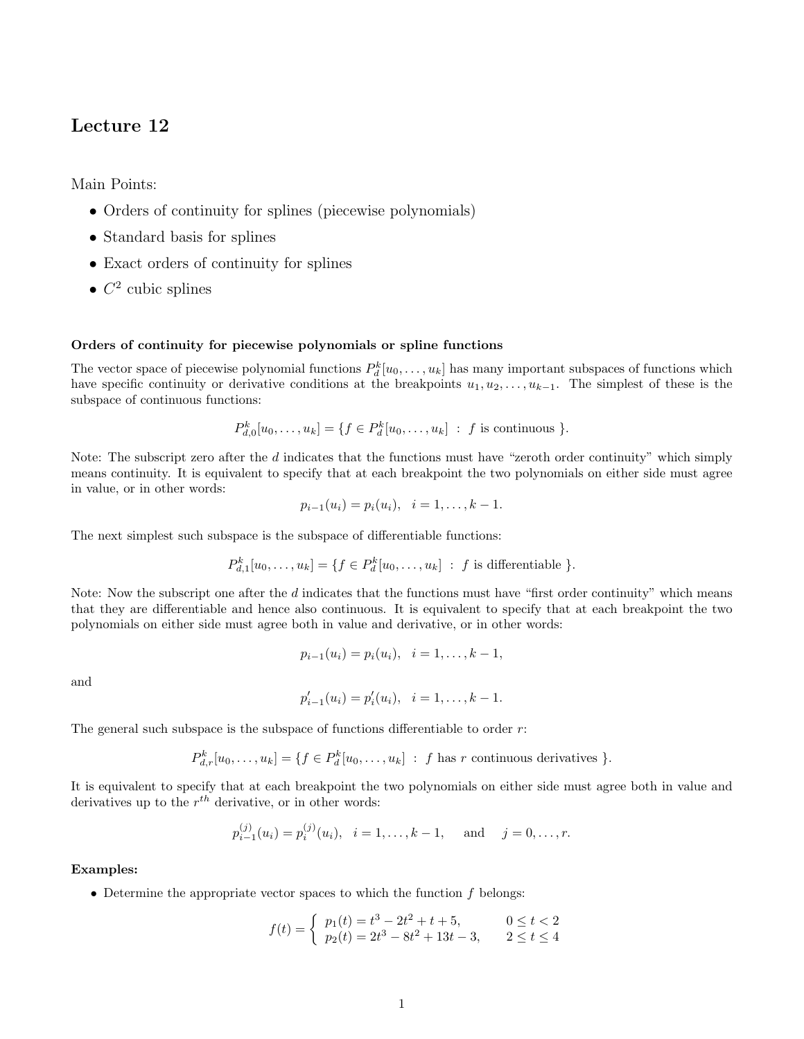# Lecture 12

Main Points:

- Orders of continuity for splines (piecewise polynomials)
- Standard basis for splines
- Exact orders of continuity for splines
- $C^2$ cubic splines

**Orders of continuity for piecewise polynomials or spline functions**

The vector space of piecewise polynomial functions $P_d^k[u_0, \ldots, u_k]$ has many important subspaces of functions which have specific continuity or derivative conditions at the breakpoints $u_1, u_2, \ldots, u_{k-1}$. The simplest of these is the subspace of continuous functions:

$$P_{d,0}^k[u_0, \ldots, u_k] = \{f \in P_d^k[u_0, \ldots, u_k] \;:\; f \text{ is continuous } \}.$$

Note: The subscript zero after the $d$ indicates that the functions must have "zeroth order continuity" which simply means continuity. It is equivalent to specify that at each breakpoint the two polynomials on either side must agree in value, or in other words:

$$p_{i-1}(u_i) = p_i(u_i), \quad i = 1, \ldots, k-1.$$

The next simplest such subspace is the subspace of differentiable functions:

$$P_{d,1}^k[u_0, \ldots, u_k] = \{f \in P_d^k[u_0, \ldots, u_k] \;:\; f \text{ is differentiable } \}.$$

Note: Now the subscript one after the $d$ indicates that the functions must have "first order continuity" which means that they are differentiable and hence also continuous. It is equivalent to specify that at each breakpoint the two polynomials on either side must agree both in value and derivative, or in other words:

$$p_{i-1}(u_i) = p_i(u_i), \quad i = 1, \ldots, k-1,$$

and

$$p'_{i-1}(u_i) = p'_i(u_i), \quad i = 1, \ldots, k-1.$$

The general such subspace is the subspace of functions differentiable to order $r$:

$$P_{d,r}^k[u_0, \ldots, u_k] = \{f \in P_d^k[u_0, \ldots, u_k] \;:\; f \text{ has } r \text{ continuous derivatives } \}.$$

It is equivalent to specify that at each breakpoint the two polynomials on either side must agree both in value and derivatives up to the $r^{th}$ derivative, or in other words:

$$p_{i-1}^{(j)}(u_i) = p_i^{(j)}(u_i), \quad i = 1, \ldots, k-1, \quad \text{and} \quad j = 0, \ldots, r.$$

**Examples:**

- Determine the appropriate vector spaces to which the function $f$ belongs:

$$f(t) = \begin{cases} p_1(t) = t^3 - 2t^2 + t + 5, & 0 \le t < 2 \\ p_2(t) = 2t^3 - 8t^2 + 13t - 3, & 2 \le t \le 4 \end{cases}$$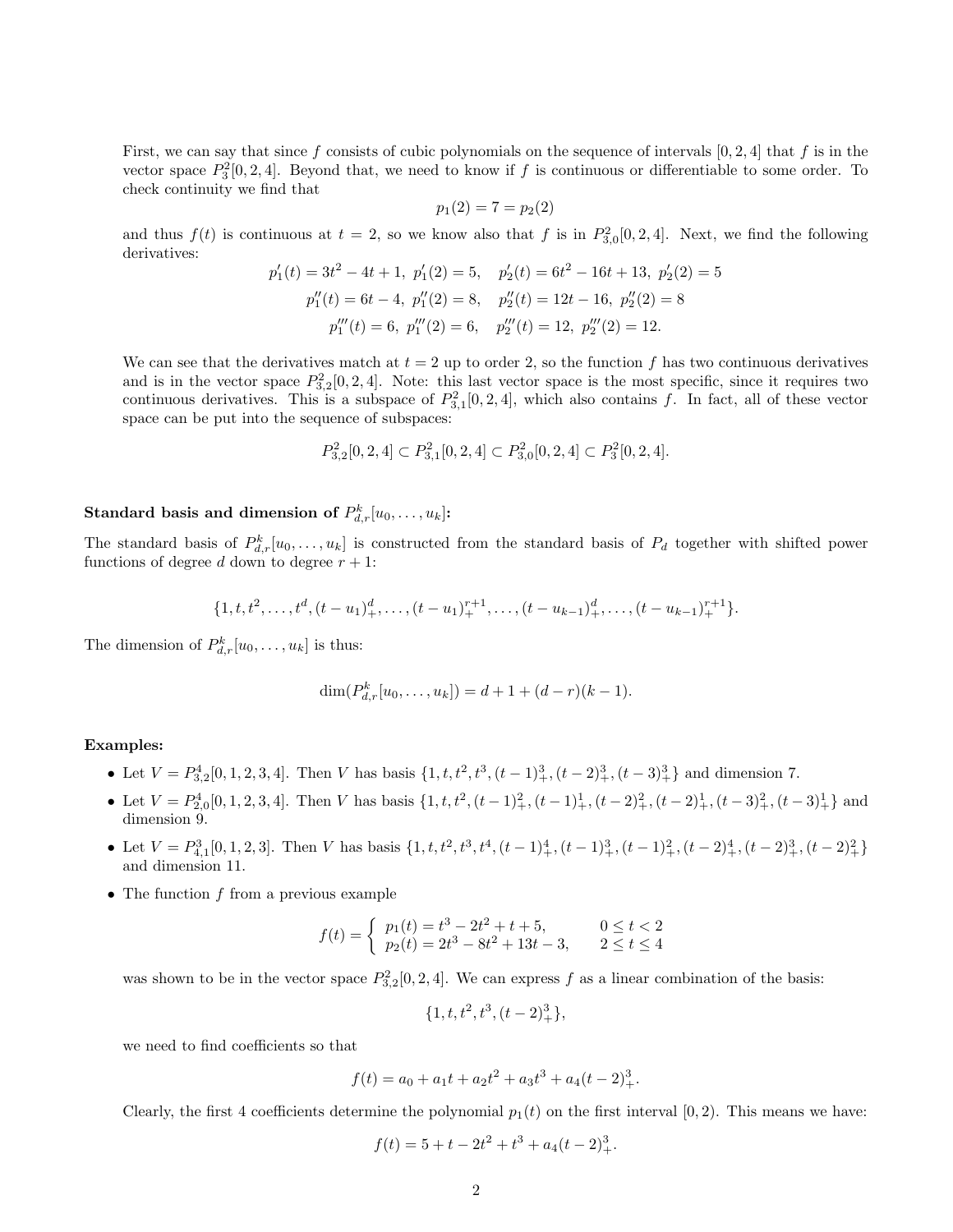First, we can say that since $f$ consists of cubic polynomials on the sequence of intervals $[0, 2, 4]$ that $f$ is in the vector space $P_3^2[0, 2, 4]$. Beyond that, we need to know if $f$ is continuous or differentiable to some order. To check continuity we find that

$$p_1(2) = 7 = p_2(2)$$

and thus $f(t)$ is continuous at $t = 2$, so we know also that $f$ is in $P_{3,0}^2[0, 2, 4]$. Next, we find the following derivatives:

$$p_1'(t) = 3t^2 - 4t + 1,\ p_1'(2) = 5, \quad p_2'(t) = 6t^2 - 16t + 13,\ p_2'(2) = 5$$
$$p_1''(t) = 6t - 4,\ p_1''(2) = 8, \quad p_2''(t) = 12t - 16,\ p_2''(2) = 8$$
$$p_1'''(t) = 6,\ p_1'''(2) = 6, \quad p_2'''(t) = 12,\ p_2'''(2) = 12.$$

We can see that the derivatives match at $t = 2$ up to order 2, so the function $f$ has two continuous derivatives and is in the vector space $P_{3,2}^2[0, 2, 4]$. Note: this last vector space is the most specific, since it requires two continuous derivatives. This is a subspace of $P_{3,1}^2[0, 2, 4]$, which also contains $f$. In fact, all of these vector space can be put into the sequence of subspaces:

$$P_{3,2}^2[0, 2, 4] \subset P_{3,1}^2[0, 2, 4] \subset P_{3,0}^2[0, 2, 4] \subset P_3^2[0, 2, 4].$$

**Standard basis and dimension of $P_{d,r}^k[u_0, \ldots, u_k]$:**

The standard basis of $P_{d,r}^k[u_0, \ldots, u_k]$ is constructed from the standard basis of $P_d$ together with shifted power functions of degree $d$ down to degree $r + 1$:

$$\{1, t, t^2, \ldots, t^d, (t - u_1)_+^d, \ldots, (t - u_1)_+^{r+1}, \ldots, (t - u_{k-1})_+^d, \ldots, (t - u_{k-1})_+^{r+1}\}.$$

The dimension of $P_{d,r}^k[u_0, \ldots, u_k]$ is thus:

$$\dim(P_{d,r}^k[u_0, \ldots, u_k]) = d + 1 + (d - r)(k - 1).$$

**Examples:**

- Let $V = P_{3,2}^4[0, 1, 2, 3, 4]$. Then $V$ has basis $\{1, t, t^2, t^3, (t-1)_+^3, (t-2)_+^3, (t-3)_+^3\}$ and dimension 7.
- Let $V = P_{2,0}^4[0, 1, 2, 3, 4]$. Then $V$ has basis $\{1, t, t^2, (t-1)_+^2, (t-1)_+^1, (t-2)_+^2, (t-2)_+^1, (t-3)_+^2, (t-3)_+^1\}$ and dimension 9.
- Let $V = P_{4,1}^3[0, 1, 2, 3]$. Then $V$ has basis $\{1, t, t^2, t^3, t^4, (t-1)_+^4, (t-1)_+^3, (t-1)_+^2, (t-2)_+^4, (t-2)_+^3, (t-2)_+^2\}$ and dimension 11.
- The function $f$ from a previous example

$$f(t) = \begin{cases} p_1(t) = t^3 - 2t^2 + t + 5, & 0 \le t < 2 \\ p_2(t) = 2t^3 - 8t^2 + 13t - 3, & 2 \le t \le 4 \end{cases}$$

  was shown to be in the vector space $P_{3,2}^2[0, 2, 4]$. We can express $f$ as a linear combination of the basis:

$$\{1, t, t^2, t^3, (t-2)_+^3\},$$

  we need to find coefficients so that

$$f(t) = a_0 + a_1 t + a_2 t^2 + a_3 t^3 + a_4 (t-2)_+^3.$$

  Clearly, the first 4 coefficients determine the polynomial $p_1(t)$ on the first interval $[0, 2)$. This means we have:

$$f(t) = 5 + t - 2t^2 + t^3 + a_4 (t-2)_+^3.$$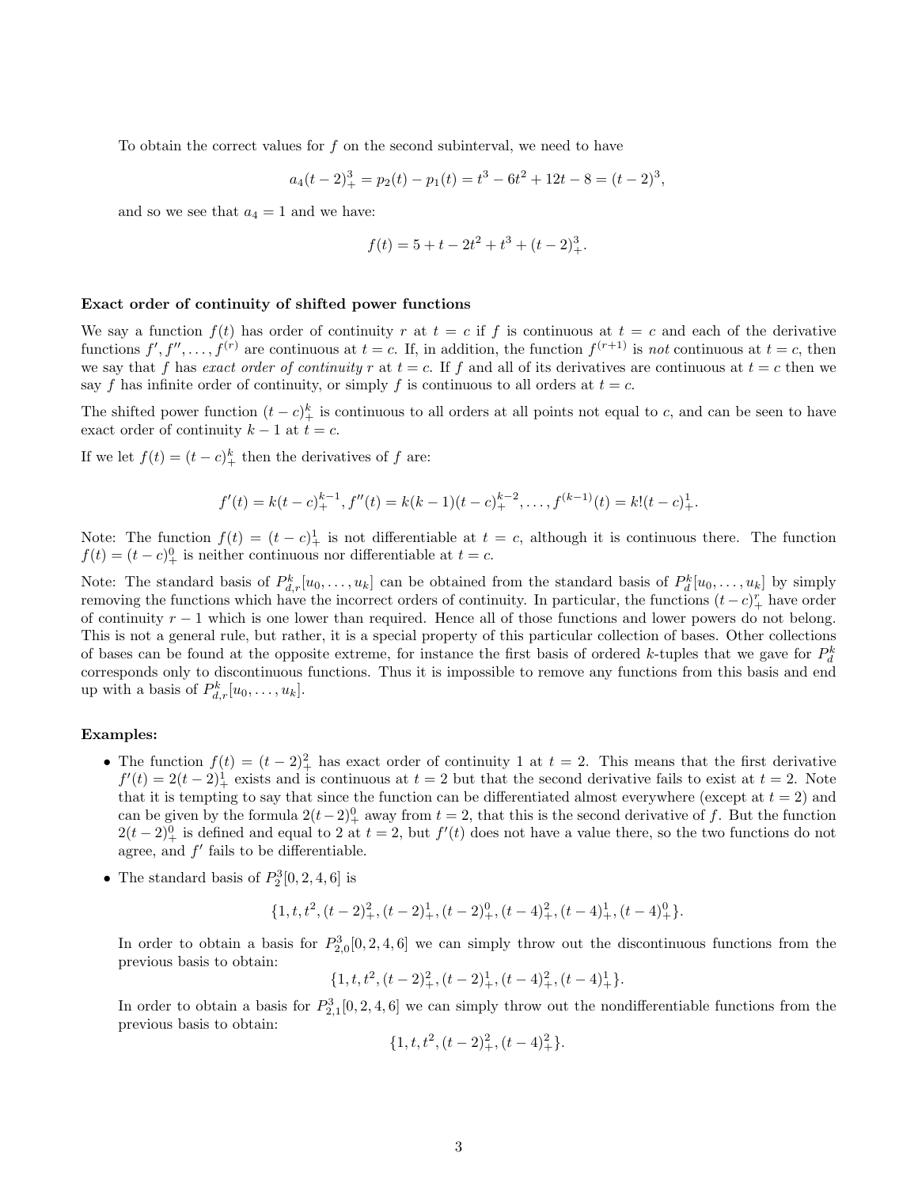To obtain the correct values for $f$ on the second subinterval, we need to have

$$a_4(t-2)_+^3 = p_2(t) - p_1(t) = t^3 - 6t^2 + 12t - 8 = (t-2)^3,$$

and so we see that $a_4 = 1$ and we have:

$$f(t) = 5 + t - 2t^2 + t^3 + (t-2)_+^3.$$

**Exact order of continuity of shifted power functions**

We say a function $f(t)$ has order of continuity $r$ at $t = c$ if $f$ is continuous at $t = c$ and each of the derivative functions $f', f'', \ldots, f^{(r)}$ are continuous at $t = c$. If, in addition, the function $f^{(r+1)}$ is *not* continuous at $t = c$, then we say that $f$ has *exact order of continuity* $r$ at $t = c$. If $f$ and all of its derivatives are continuous at $t = c$ then we say $f$ has infinite order of continuity, or simply $f$ is continuous to all orders at $t = c$.

The shifted power function $(t-c)_+^k$ is continuous to all orders at all points not equal to $c$, and can be seen to have exact order of continuity $k-1$ at $t = c$.

If we let $f(t) = (t-c)_+^k$ then the derivatives of $f$ are:

$$f'(t) = k(t-c)_+^{k-1}, f''(t) = k(k-1)(t-c)_+^{k-2}, \ldots, f^{(k-1)}(t) = k!(t-c)_+^1.$$

Note: The function $f(t) = (t-c)_+^1$ is not differentiable at $t = c$, although it is continuous there. The function $f(t) = (t-c)_+^0$ is neither continuous nor differentiable at $t = c$.

Note: The standard basis of $P_{d,r}^k[u_0, \ldots, u_k]$ can be obtained from the standard basis of $P_d^k[u_0, \ldots, u_k]$ by simply removing the functions which have the incorrect orders of continuity. In particular, the functions $(t-c)_+^r$ have order of continuity $r-1$ which is one lower than required. Hence all of those functions and lower powers do not belong. This is not a general rule, but rather, it is a special property of this particular collection of bases. Other collections of bases can be found at the opposite extreme, for instance the first basis of ordered $k$-tuples that we gave for $P_d^k$ corresponds only to discontinuous functions. Thus it is impossible to remove any functions from this basis and end up with a basis of $P_{d,r}^k[u_0, \ldots, u_k]$.

**Examples:**

- The function $f(t) = (t-2)_+^2$ has exact order of continuity 1 at $t = 2$. This means that the first derivative $f'(t) = 2(t-2)_+^1$ exists and is continuous at $t = 2$ but that the second derivative fails to exist at $t = 2$. Note that it is tempting to say that since the function can be differentiated almost everywhere (except at $t = 2$) and can be given by the formula $2(t-2)_+^0$ away from $t = 2$, that this is the second derivative of $f$. But the function $2(t-2)_+^0$ is defined and equal to 2 at $t = 2$, but $f'(t)$ does not have a value there, so the two functions do not agree, and $f'$ fails to be differentiable.

- The standard basis of $P_2^3[0, 2, 4, 6]$ is

  $$\{1, t, t^2, (t-2)_+^2, (t-2)_+^1, (t-2)_+^0, (t-4)_+^2, (t-4)_+^1, (t-4)_+^0\}.$$

  In order to obtain a basis for $P_{2,0}^3[0, 2, 4, 6]$ we can simply throw out the discontinuous functions from the previous basis to obtain:

  $$\{1, t, t^2, (t-2)_+^2, (t-2)_+^1, (t-4)_+^2, (t-4)_+^1\}.$$

  In order to obtain a basis for $P_{2,1}^3[0, 2, 4, 6]$ we can simply throw out the nondifferentiable functions from the previous basis to obtain:

  $$\{1, t, t^2, (t-2)_+^2, (t-4)_+^2\}.$$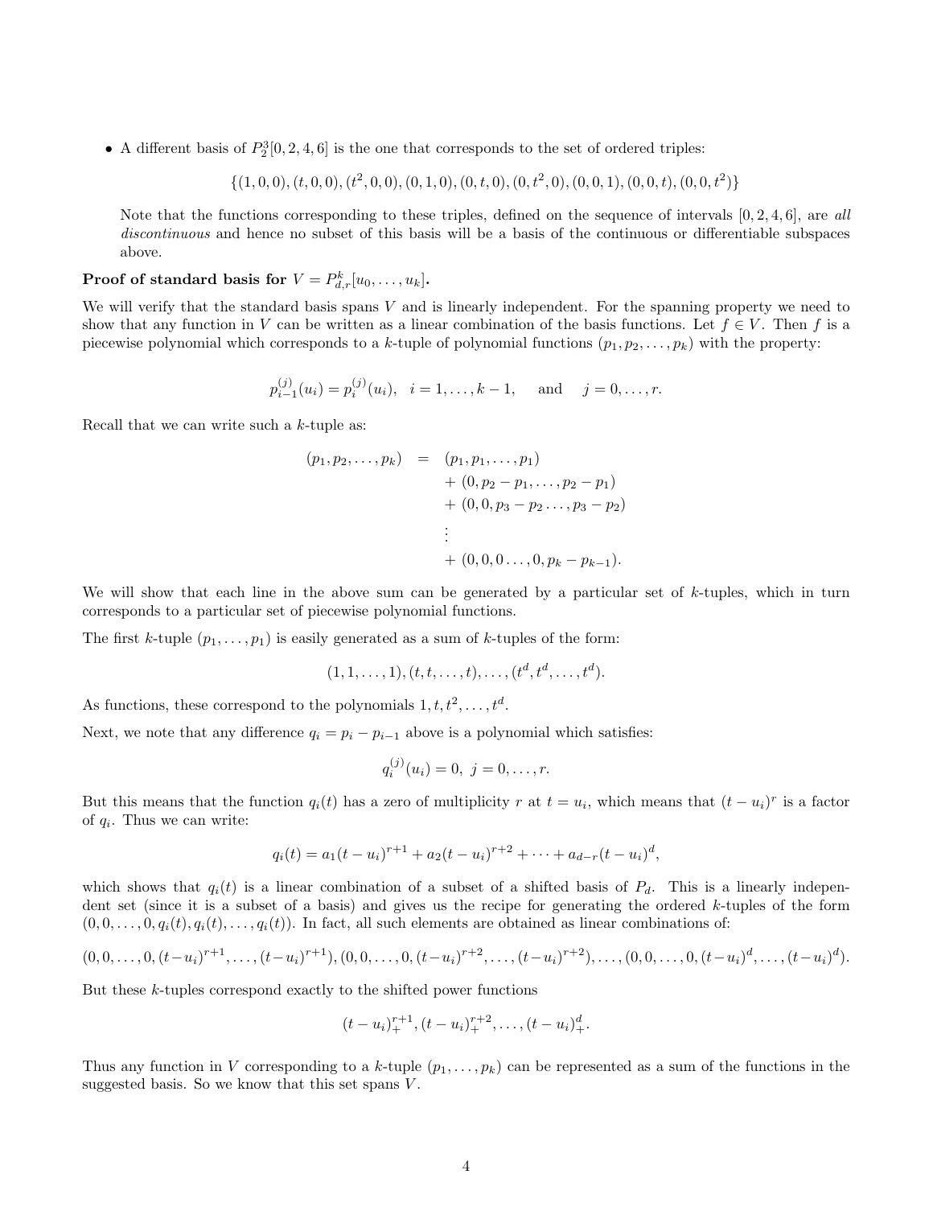- A different basis of $P_2^3[0, 2, 4, 6]$ is the one that corresponds to the set of ordered triples:

$$\{(1, 0, 0), (t, 0, 0), (t^2, 0, 0), (0, 1, 0), (0, t, 0), (0, t^2, 0), (0, 0, 1), (0, 0, t), (0, 0, t^2)\}$$

  Note that the functions corresponding to these triples, defined on the sequence of intervals $[0, 2, 4, 6]$, are *all discontinuous* and hence no subset of this basis will be a basis of the continuous or differentiable subspaces above.

**Proof of standard basis for $V = P_{d,r}^k[u_0, \ldots, u_k]$.**

We will verify that the standard basis spans $V$ and is linearly independent. For the spanning property we need to show that any function in $V$ can be written as a linear combination of the basis functions. Let $f \in V$. Then $f$ is a piecewise polynomial which corresponds to a $k$-tuple of polynomial functions $(p_1, p_2, \ldots, p_k)$ with the property:

$$p_{i-1}^{(j)}(u_i) = p_i^{(j)}(u_i), \quad i = 1, \ldots, k-1, \quad \text{and} \quad j = 0, \ldots, r.$$

Recall that we can write such a $k$-tuple as:

$$\begin{aligned}
(p_1, p_2, \ldots, p_k) &= (p_1, p_1, \ldots, p_1) \\
&\quad + (0, p_2 - p_1, \ldots, p_2 - p_1) \\
&\quad + (0, 0, p_3 - p_2 \ldots, p_3 - p_2) \\
&\quad \vdots \\
&\quad + (0, 0, 0 \ldots, 0, p_k - p_{k-1}).
\end{aligned}$$

We will show that each line in the above sum can be generated by a particular set of $k$-tuples, which in turn corresponds to a particular set of piecewise polynomial functions.

The first $k$-tuple $(p_1, \ldots, p_1)$ is easily generated as a sum of $k$-tuples of the form:

$$(1, 1, \ldots, 1), (t, t, \ldots, t), \ldots, (t^d, t^d, \ldots, t^d).$$

As functions, these correspond to the polynomials $1, t, t^2, \ldots, t^d$.

Next, we note that any difference $q_i = p_i - p_{i-1}$ above is a polynomial which satisfies:

$$q_i^{(j)}(u_i) = 0, \ j = 0, \ldots, r.$$

But this means that the function $q_i(t)$ has a zero of multiplicity $r$ at $t = u_i$, which means that $(t - u_i)^r$ is a factor of $q_i$. Thus we can write:

$$q_i(t) = a_1(t - u_i)^{r+1} + a_2(t - u_i)^{r+2} + \cdots + a_{d-r}(t - u_i)^d,$$

which shows that $q_i(t)$ is a linear combination of a subset of a shifted basis of $P_d$. This is a linearly independent set (since it is a subset of a basis) and gives us the recipe for generating the ordered $k$-tuples of the form $(0, 0, \ldots, 0, q_i(t), q_i(t), \ldots, q_i(t))$. In fact, all such elements are obtained as linear combinations of:

$$(0, 0, \ldots, 0, (t-u_i)^{r+1}, \ldots, (t-u_i)^{r+1}), (0, 0, \ldots, 0, (t-u_i)^{r+2}, \ldots, (t-u_i)^{r+2}), \ldots, (0, 0, \ldots, 0, (t-u_i)^d, \ldots, (t-u_i)^d).$$

But these $k$-tuples correspond exactly to the shifted power functions

$$(t - u_i)_+^{r+1}, (t - u_i)_+^{r+2}, \ldots, (t - u_i)_+^d.$$

Thus any function in $V$ corresponding to a $k$-tuple $(p_1, \ldots, p_k)$ can be represented as a sum of the functions in the suggested basis. So we know that this set spans $V$.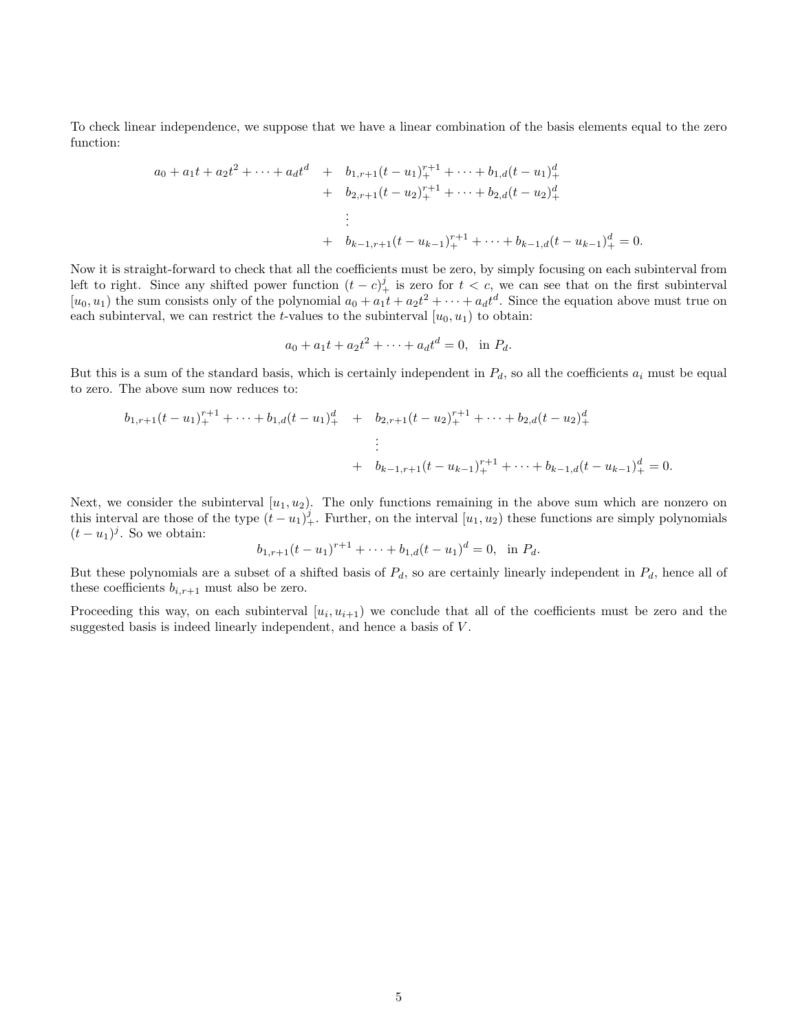To check linear independence, we suppose that we have a linear combination of the basis elements equal to the zero function:

$$
\begin{aligned}
a_0 + a_1 t + a_2 t^2 + \cdots + a_d t^d \quad &+ \quad b_{1,r+1}(t-u_1)_+^{r+1} + \cdots + b_{1,d}(t-u_1)_+^d \\
&+ \quad b_{2,r+1}(t-u_2)_+^{r+1} + \cdots + b_{2,d}(t-u_2)_+^d \\
&\quad \vdots \\
&+ \quad b_{k-1,r+1}(t-u_{k-1})_+^{r+1} + \cdots + b_{k-1,d}(t-u_{k-1})_+^d = 0.
\end{aligned}
$$

Now it is straight-forward to check that all the coefficients must be zero, by simply focusing on each subinterval from left to right. Since any shifted power function $(t-c)_+^j$ is zero for $t < c$, we can see that on the first subinterval $[u_0, u_1)$ the sum consists only of the polynomial $a_0 + a_1 t + a_2 t^2 + \cdots + a_d t^d$. Since the equation above must true on each subinterval, we can restrict the $t$-values to the subinterval $[u_0, u_1)$ to obtain:

$$
a_0 + a_1 t + a_2 t^2 + \cdots + a_d t^d = 0, \quad \text{in } P_d.
$$

But this is a sum of the standard basis, which is certainly independent in $P_d$, so all the coefficients $a_i$ must be equal to zero. The above sum now reduces to:

$$
\begin{aligned}
b_{1,r+1}(t-u_1)_+^{r+1} + \cdots + b_{1,d}(t-u_1)_+^d \quad &+ \quad b_{2,r+1}(t-u_2)_+^{r+1} + \cdots + b_{2,d}(t-u_2)_+^d \\
&\quad \vdots \\
&+ \quad b_{k-1,r+1}(t-u_{k-1})_+^{r+1} + \cdots + b_{k-1,d}(t-u_{k-1})_+^d = 0.
\end{aligned}
$$

Next, we consider the subinterval $[u_1, u_2)$. The only functions remaining in the above sum which are nonzero on this interval are those of the type $(t-u_1)_+^j$. Further, on the interval $[u_1, u_2)$ these functions are simply polynomials $(t-u_1)^j$. So we obtain:

$$
b_{1,r+1}(t-u_1)^{r+1} + \cdots + b_{1,d}(t-u_1)^d = 0, \quad \text{in } P_d.
$$

But these polynomials are a subset of a shifted basis of $P_d$, so are certainly linearly independent in $P_d$, hence all of these coefficients $b_{i,r+1}$ must also be zero.

Proceeding this way, on each subinterval $[u_i, u_{i+1})$ we conclude that all of the coefficients must be zero and the suggested basis is indeed linearly independent, and hence a basis of $V$.